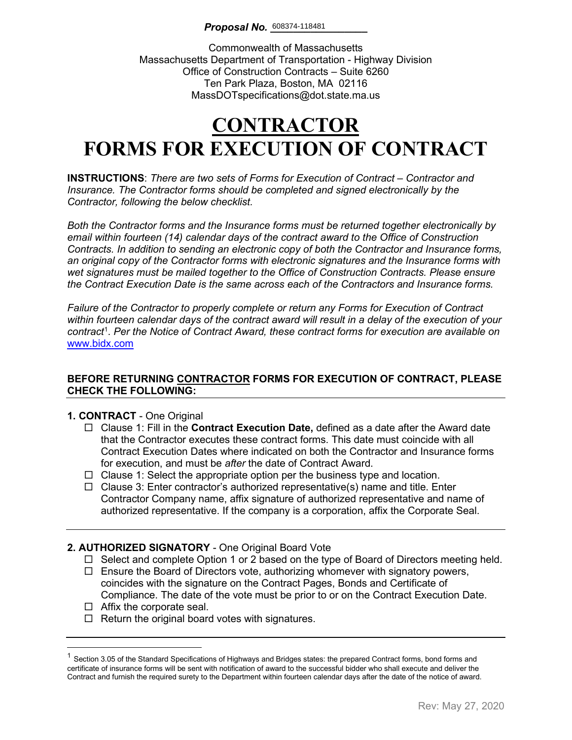***Proposal No.*** 608374-118481

Commonwealth of Massachusetts
Massachusetts Department of Transportation - Highway Division
Office of Construction Contracts – Suite 6260
Ten Park Plaza, Boston, MA 02116
MassDOTspecifications@dot.state.ma.us

# CONTRACTOR
# FORMS FOR EXECUTION OF CONTRACT

**INSTRUCTIONS**: *There are two sets of Forms for Execution of Contract – Contractor and Insurance. The Contractor forms should be completed and signed electronically by the Contractor, following the below checklist.*

*Both the Contractor forms and the Insurance forms must be returned together electronically by email within fourteen (14) calendar days of the contract award to the Office of Construction Contracts. In addition to sending an electronic copy of both the Contractor and Insurance forms, an original copy of the Contractor forms with electronic signatures and the Insurance forms with wet signatures must be mailed together to the Office of Construction Contracts. Please ensure the Contract Execution Date is the same across each of the Contractors and Insurance forms.*

*Failure of the Contractor to properly complete or return any Forms for Execution of Contract within fourteen calendar days of the contract award will result in a delay of the execution of your contract*[1]*. Per the Notice of Contract Award, these contract forms for execution are available on* www.bidx.com

**BEFORE RETURNING CONTRACTOR FORMS FOR EXECUTION OF CONTRACT, PLEASE CHECK THE FOLLOWING:**

**1. CONTRACT** - One Original

- ☐ Clause 1: Fill in the **Contract Execution Date,** defined as a date after the Award date that the Contractor executes these contract forms. This date must coincide with all Contract Execution Dates where indicated on both the Contractor and Insurance forms for execution, and must be *after* the date of Contract Award.
- ☐ Clause 1: Select the appropriate option per the business type and location.
- ☐ Clause 3: Enter contractor's authorized representative(s) name and title. Enter Contractor Company name, affix signature of authorized representative and name of authorized representative. If the company is a corporation, affix the Corporate Seal.

**2. AUTHORIZED SIGNATORY** - One Original Board Vote

- ☐ Select and complete Option 1 or 2 based on the type of Board of Directors meeting held.
- ☐ Ensure the Board of Directors vote, authorizing whomever with signatory powers, coincides with the signature on the Contract Pages, Bonds and Certificate of Compliance. The date of the vote must be prior to or on the Contract Execution Date.
- ☐ Affix the corporate seal.
- ☐ Return the original board votes with signatures.

---

[1] Section 3.05 of the Standard Specifications of Highways and Bridges states: the prepared Contract forms, bond forms and certificate of insurance forms will be sent with notification of award to the successful bidder who shall execute and deliver the Contract and furnish the required surety to the Department within fourteen calendar days after the date of the notice of award.

Rev: May 27, 2020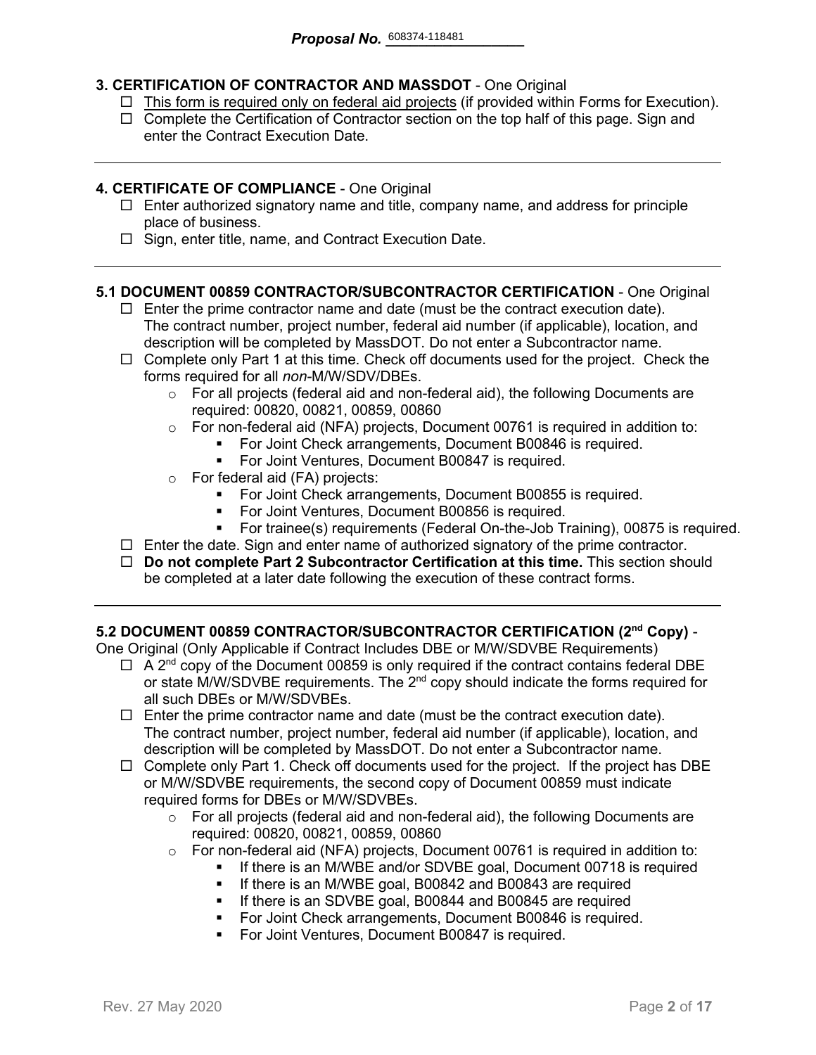**Proposal No.** 608374-118481

**3. CERTIFICATION OF CONTRACTOR AND MASSDOT** - One Original

- ☐ This form is required only on federal aid projects (if provided within Forms for Execution).
- ☐ Complete the Certification of Contractor section on the top half of this page. Sign and enter the Contract Execution Date.

---

**4. CERTIFICATE OF COMPLIANCE** - One Original

- ☐ Enter authorized signatory name and title, company name, and address for principle place of business.
- ☐ Sign, enter title, name, and Contract Execution Date.

---

**5.1 DOCUMENT 00859 CONTRACTOR/SUBCONTRACTOR CERTIFICATION** - One Original

- ☐ Enter the prime contractor name and date (must be the contract execution date). The contract number, project number, federal aid number (if applicable), location, and description will be completed by MassDOT. Do not enter a Subcontractor name.
- ☐ Complete only Part 1 at this time. Check off documents used for the project. Check the forms required for all *non*-M/W/SDV/DBEs.
  - For all projects (federal aid and non-federal aid), the following Documents are required: 00820, 00821, 00859, 00860
  - For non-federal aid (NFA) projects, Document 00761 is required in addition to:
    - For Joint Check arrangements, Document B00846 is required.
    - For Joint Ventures, Document B00847 is required.
  - For federal aid (FA) projects:
    - For Joint Check arrangements, Document B00855 is required.
    - For Joint Ventures, Document B00856 is required.
    - For trainee(s) requirements (Federal On-the-Job Training), 00875 is required.
- ☐ Enter the date. Sign and enter name of authorized signatory of the prime contractor.
- ☐ **Do not complete Part 2 Subcontractor Certification at this time.** This section should be completed at a later date following the execution of these contract forms.

---

**5.2 DOCUMENT 00859 CONTRACTOR/SUBCONTRACTOR CERTIFICATION (2nd Copy)** - One Original (Only Applicable if Contract Includes DBE or M/W/SDVBE Requirements)

- ☐ A 2nd copy of the Document 00859 is only required if the contract contains federal DBE or state M/W/SDVBE requirements. The 2nd copy should indicate the forms required for all such DBEs or M/W/SDVBEs.
- ☐ Enter the prime contractor name and date (must be the contract execution date). The contract number, project number, federal aid number (if applicable), location, and description will be completed by MassDOT. Do not enter a Subcontractor name.
- ☐ Complete only Part 1. Check off documents used for the project. If the project has DBE or M/W/SDVBE requirements, the second copy of Document 00859 must indicate required forms for DBEs or M/W/SDVBEs.
  - For all projects (federal aid and non-federal aid), the following Documents are required: 00820, 00821, 00859, 00860
  - For non-federal aid (NFA) projects, Document 00761 is required in addition to:
    - If there is an M/WBE and/or SDVBE goal, Document 00718 is required
    - If there is an M/WBE goal, B00842 and B00843 are required
    - If there is an SDVBE goal, B00844 and B00845 are required
    - For Joint Check arrangements, Document B00846 is required.
    - For Joint Ventures, Document B00847 is required.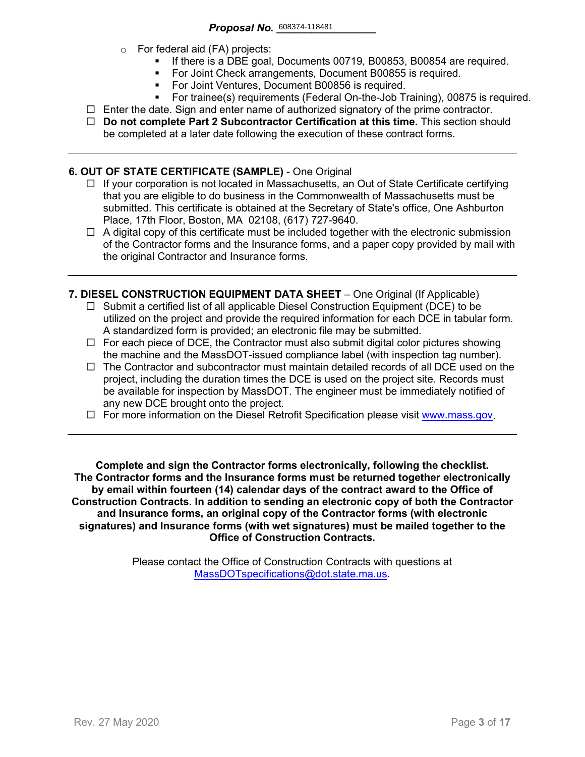**Proposal No.** 608374-118481

- For federal aid (FA) projects:
  - If there is a DBE goal, Documents 00719, B00853, B00854 are required.
  - For Joint Check arrangements, Document B00855 is required.
  - For Joint Ventures, Document B00856 is required.
  - For trainee(s) requirements (Federal On-the-Job Training), 00875 is required.
- ☐ Enter the date. Sign and enter name of authorized signatory of the prime contractor.
- ☐ **Do not complete Part 2 Subcontractor Certification at this time.** This section should be completed at a later date following the execution of these contract forms.

---

**6. OUT OF STATE CERTIFICATE (SAMPLE)** - One Original

- ☐ If your corporation is not located in Massachusetts, an Out of State Certificate certifying that you are eligible to do business in the Commonwealth of Massachusetts must be submitted. This certificate is obtained at the Secretary of State's office, One Ashburton Place, 17th Floor, Boston, MA 02108, (617) 727-9640.
- ☐ A digital copy of this certificate must be included together with the electronic submission of the Contractor forms and the Insurance forms, and a paper copy provided by mail with the original Contractor and Insurance forms.

---

**7. DIESEL CONSTRUCTION EQUIPMENT DATA SHEET** – One Original (If Applicable)

- ☐ Submit a certified list of all applicable Diesel Construction Equipment (DCE) to be utilized on the project and provide the required information for each DCE in tabular form. A standardized form is provided; an electronic file may be submitted.
- ☐ For each piece of DCE, the Contractor must also submit digital color pictures showing the machine and the MassDOT-issued compliance label (with inspection tag number).
- ☐ The Contractor and subcontractor must maintain detailed records of all DCE used on the project, including the duration times the DCE is used on the project site. Records must be available for inspection by MassDOT. The engineer must be immediately notified of any new DCE brought onto the project.
- ☐ For more information on the Diesel Retrofit Specification please visit www.mass.gov.

---

**Complete and sign the Contractor forms electronically, following the checklist. The Contractor forms and the Insurance forms must be returned together electronically by email within fourteen (14) calendar days of the contract award to the Office of Construction Contracts. In addition to sending an electronic copy of both the Contractor and Insurance forms, an original copy of the Contractor forms (with electronic signatures) and Insurance forms (with wet signatures) must be mailed together to the Office of Construction Contracts.**

Please contact the Office of Construction Contracts with questions at MassDOTspecifications@dot.state.ma.us.

Rev. 27 May 2020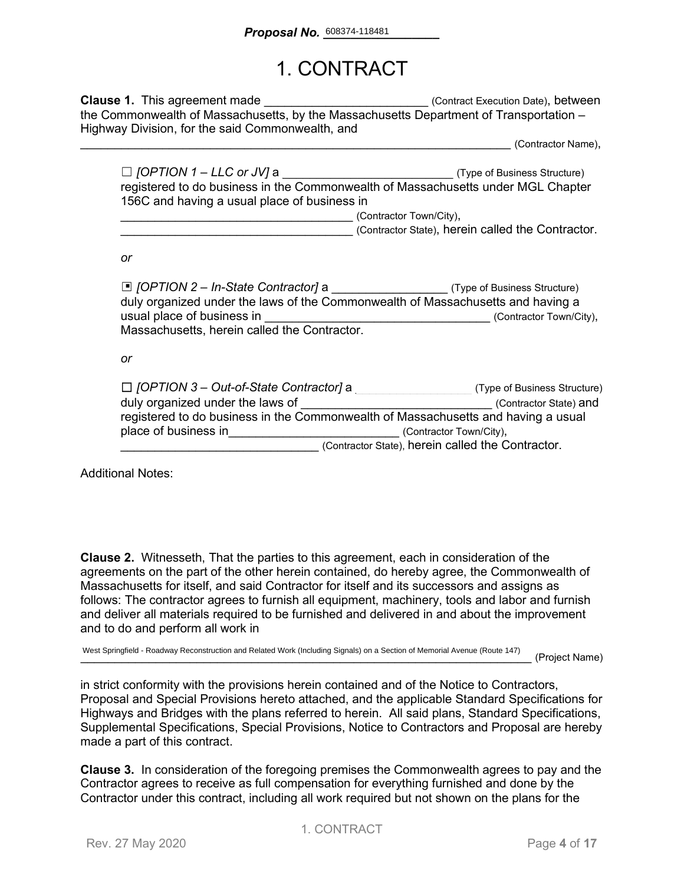**Proposal No.** 608374-118481

# 1. CONTRACT

**Clause 1.** This agreement made ________________________ (Contract Execution Date), between the Commonwealth of Massachusetts, by the Massachusetts Department of Transportation – Highway Division, for the said Commonwealth, and ___________________________________________________________________ (Contractor Name),

> ☐ *[OPTION 1 – LLC or JV]* a __________________________ (Type of Business Structure) registered to do business in the Commonwealth of Massachusetts under MGL Chapter 156C and having a usual place of business in ___________________________________ (Contractor Town/City), ___________________________________ (Contractor State), herein called the Contractor.
>
> *or*
>
> ▣ *[OPTION 2 – In-State Contractor]* a _________________ (Type of Business Structure) duly organized under the laws of the Commonwealth of Massachusetts and having a usual place of business in _________________________________ (Contractor Town/City), Massachusetts, herein called the Contractor.
>
> *or*
>
> ☐ *[OPTION 3 – Out-of-State Contractor]* a __________________ (Type of Business Structure) duly organized under the laws of _____________________________ (Contractor State) and registered to do business in the Commonwealth of Massachusetts and having a usual place of business in_________________________ (Contractor Town/City), ______________________________ (Contractor State), herein called the Contractor.

Additional Notes:

**Clause 2.** Witnesseth, That the parties to this agreement, each in consideration of the agreements on the part of the other herein contained, do hereby agree, the Commonwealth of Massachusetts for itself, and said Contractor for itself and its successors and assigns as follows: The contractor agrees to furnish all equipment, machinery, tools and labor and furnish and deliver all materials required to be furnished and delivered in and about the improvement and to do and perform all work in

West Springfield - Roadway Reconstruction and Related Work (Including Signals) on a Section of Memorial Avenue (Route 147) (Project Name)

in strict conformity with the provisions herein contained and of the Notice to Contractors, Proposal and Special Provisions hereto attached, and the applicable Standard Specifications for Highways and Bridges with the plans referred to herein. All said plans, Standard Specifications, Supplemental Specifications, Special Provisions, Notice to Contractors and Proposal are hereby made a part of this contract.

**Clause 3.** In consideration of the foregoing premises the Commonwealth agrees to pay and the Contractor agrees to receive as full compensation for everything furnished and done by the Contractor under this contract, including all work required but not shown on the plans for the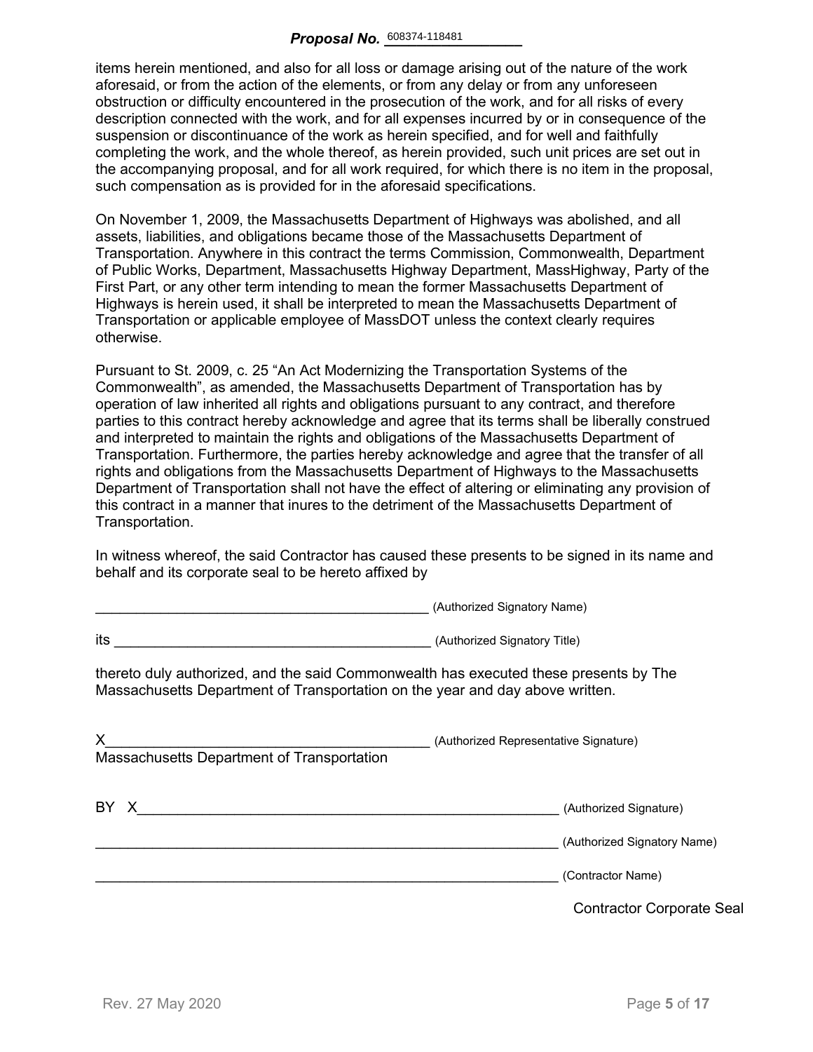items herein mentioned, and also for all loss or damage arising out of the nature of the work aforesaid, or from the action of the elements, or from any delay or from any unforeseen obstruction or difficulty encountered in the prosecution of the work, and for all risks of every description connected with the work, and for all expenses incurred by or in consequence of the suspension or discontinuance of the work as herein specified, and for well and faithfully completing the work, and the whole thereof, as herein provided, such unit prices are set out in the accompanying proposal, and for all work required, for which there is no item in the proposal, such compensation as is provided for in the aforesaid specifications.

On November 1, 2009, the Massachusetts Department of Highways was abolished, and all assets, liabilities, and obligations became those of the Massachusetts Department of Transportation. Anywhere in this contract the terms Commission, Commonwealth, Department of Public Works, Department, Massachusetts Highway Department, MassHighway, Party of the First Part, or any other term intending to mean the former Massachusetts Department of Highways is herein used, it shall be interpreted to mean the Massachusetts Department of Transportation or applicable employee of MassDOT unless the context clearly requires otherwise.

Pursuant to St. 2009, c. 25 "An Act Modernizing the Transportation Systems of the Commonwealth", as amended, the Massachusetts Department of Transportation has by operation of law inherited all rights and obligations pursuant to any contract, and therefore parties to this contract hereby acknowledge and agree that its terms shall be liberally construed and interpreted to maintain the rights and obligations of the Massachusetts Department of Transportation. Furthermore, the parties hereby acknowledge and agree that the transfer of all rights and obligations from the Massachusetts Department of Highways to the Massachusetts Department of Transportation shall not have the effect of altering or eliminating any provision of this contract in a manner that inures to the detriment of the Massachusetts Department of Transportation.

In witness whereof, the said Contractor has caused these presents to be signed in its name and behalf and its corporate seal to be hereto affixed by

____________________________________________ (Authorized Signatory Name)

its ________________________________________ (Authorized Signatory Title)

thereto duly authorized, and the said Commonwealth has executed these presents by The Massachusetts Department of Transportation on the year and day above written.

X__________________________________________ (Authorized Representative Signature)
Massachusetts Department of Transportation

BY X________________________________________________________ (Authorized Signature)

____________________________________________________________ (Authorized Signatory Name)

____________________________________________________________ (Contractor Name)

Contractor Corporate Seal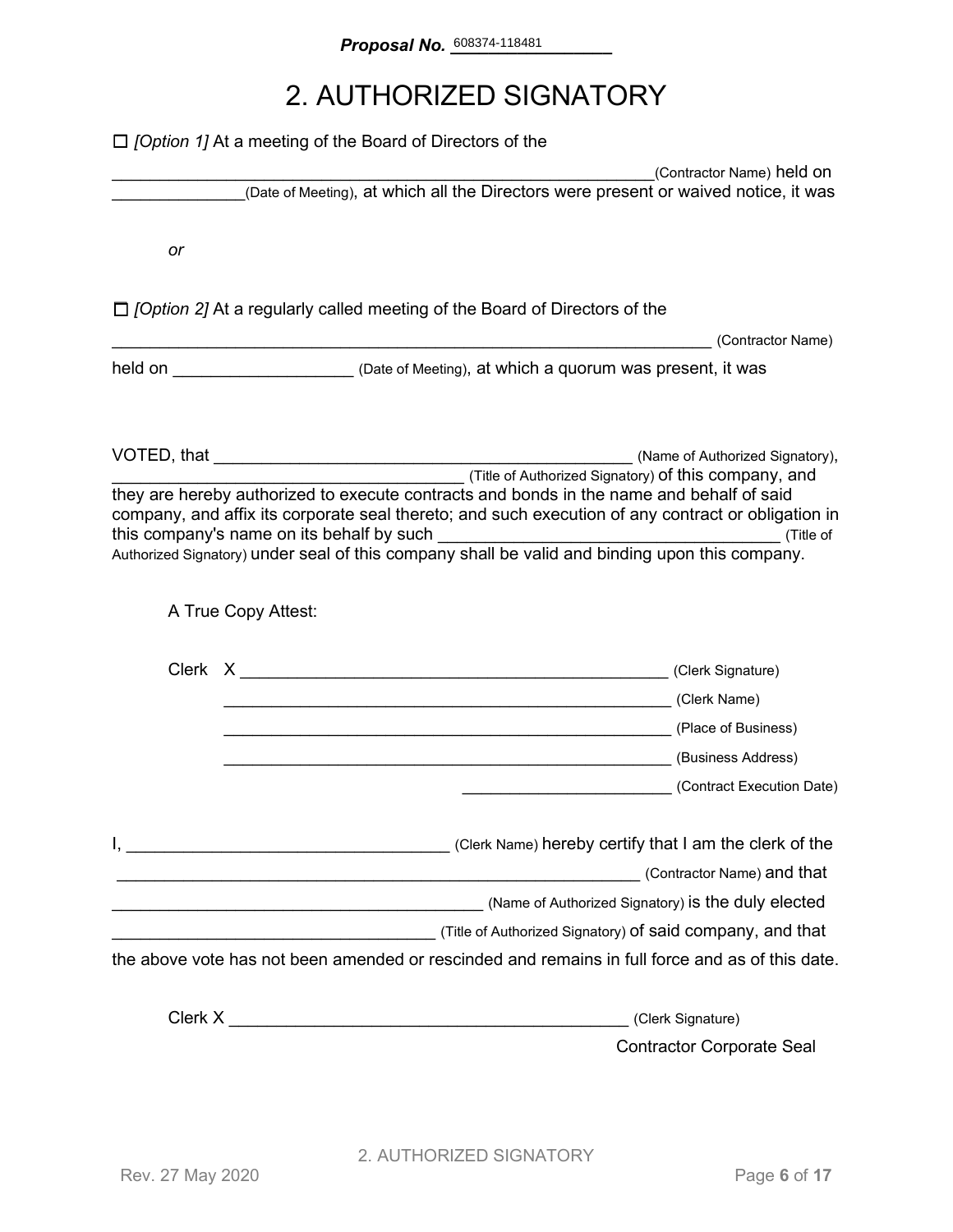**Proposal No.** 608374-118481

# 2. AUTHORIZED SIGNATORY

☐ *[Option 1]* At a meeting of the Board of Directors of the

____________________________________________________________(Contractor Name) held on ______________(Date of Meeting), at which all the Directors were present or waived notice, it was

*or*

☐ *[Option 2]* At a regularly called meeting of the Board of Directors of the

_____________________________________________________________ (Contractor Name)

held on ___________________ (Date of Meeting), at which a quorum was present, it was

VOTED, that _____________________________________________ (Name of Authorized Signatory), ______________________________________ (Title of Authorized Signatory) of this company, and they are hereby authorized to execute contracts and bonds in the name and behalf of said company, and affix its corporate seal thereto; and such execution of any contract or obligation in this company's name on its behalf by such _____________________________________ (Title of Authorized Signatory) under seal of this company shall be valid and binding upon this company.

A True Copy Attest:

Clerk X _______________________________________________ (Clerk Signature)

_________________________________________________ (Clerk Name)

_________________________________________________ (Place of Business)

_________________________________________________ (Business Address)

_______________________ (Contract Execution Date)

I, __________________________________ (Clerk Name) hereby certify that I am the clerk of the _________________________________________________________ (Contractor Name) and that _________________________________________ (Name of Authorized Signatory) is the duly elected ___________________________________ (Title of Authorized Signatory) of said company, and that the above vote has not been amended or rescinded and remains in full force and as of this date.

Clerk X ____________________________________________ (Clerk Signature)

Contractor Corporate Seal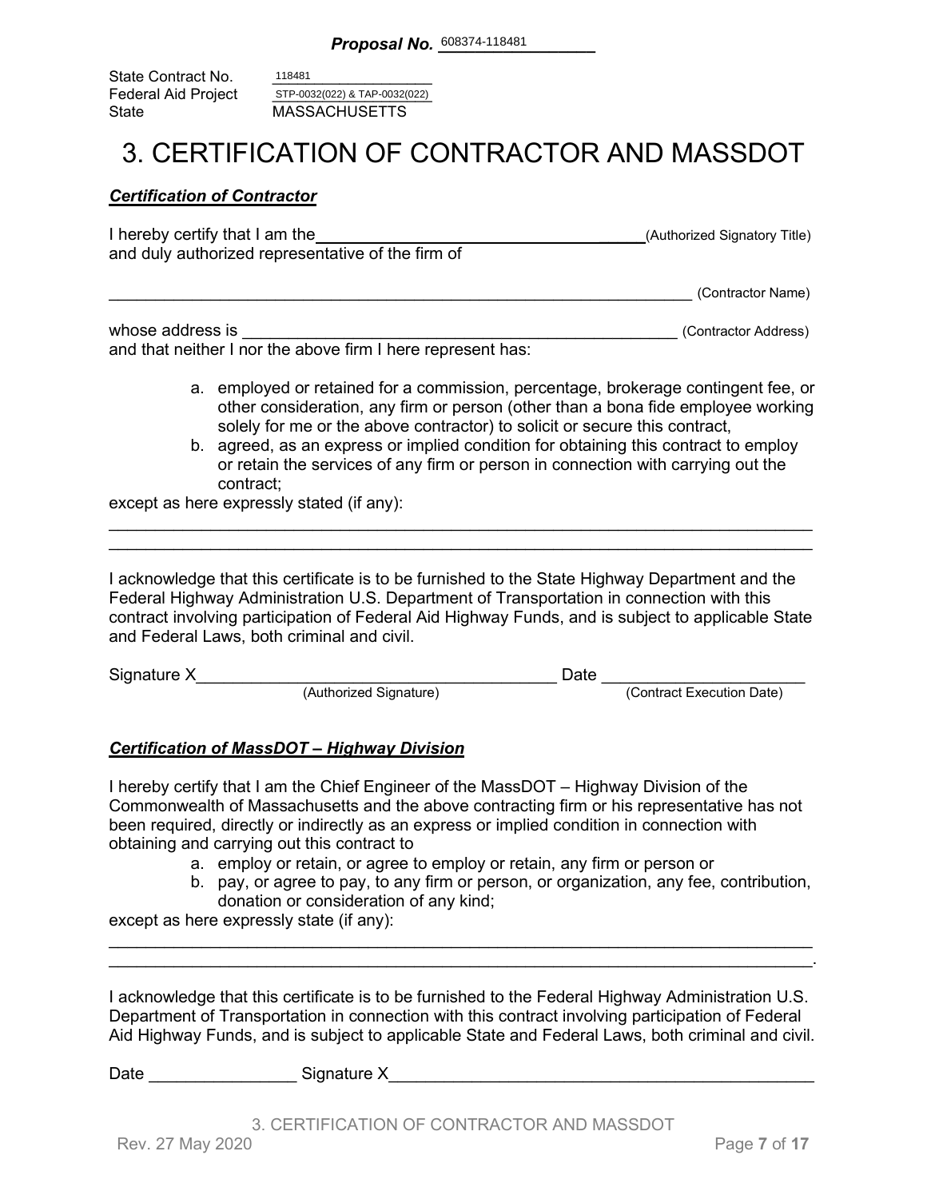**Proposal No.** 608374-118481

State Contract No. 118481
Federal Aid Project STP-0032(022) & TAP-0032(022)
State MASSACHUSETTS

# 3. CERTIFICATION OF CONTRACTOR AND MASSDOT

***Certification of Contractor***

I hereby certify that I am the ________________________________________ (Authorized Signatory Title)
and duly authorized representative of the firm of

____________________________________________________________________ (Contractor Name)

whose address is _______________________________________________ (Contractor Address)
and that neither I nor the above firm I here represent has:

a. employed or retained for a commission, percentage, brokerage contingent fee, or other consideration, any firm or person (other than a bona fide employee working solely for me or the above contractor) to solicit or secure this contract,
b. agreed, as an express or implied condition for obtaining this contract to employ or retain the services of any firm or person in connection with carrying out the contract;

except as here expressly stated (if any):

______________________________________________________________________________
______________________________________________________________________________

I acknowledge that this certificate is to be furnished to the State Highway Department and the Federal Highway Administration U.S. Department of Transportation in connection with this contract involving participation of Federal Aid Highway Funds, and is subject to applicable State and Federal Laws, both criminal and civil.

Signature X________________________________________ Date ______________________
(Authorized Signature) (Contract Execution Date)

***Certification of MassDOT – Highway Division***

I hereby certify that I am the Chief Engineer of the MassDOT – Highway Division of the Commonwealth of Massachusetts and the above contracting firm or his representative has not been required, directly or indirectly as an express or implied condition in connection with obtaining and carrying out this contract to

a. employ or retain, or agree to employ or retain, any firm or person or
b. pay, or agree to pay, to any firm or person, or organization, any fee, contribution, donation or consideration of any kind;

except as here expressly state (if any):

______________________________________________________________________________
______________________________________________________________________________.

I acknowledge that this certificate is to be furnished to the Federal Highway Administration U.S. Department of Transportation in connection with this contract involving participation of Federal Aid Highway Funds, and is subject to applicable State and Federal Laws, both criminal and civil.

Date ________________ Signature X_______________________________________________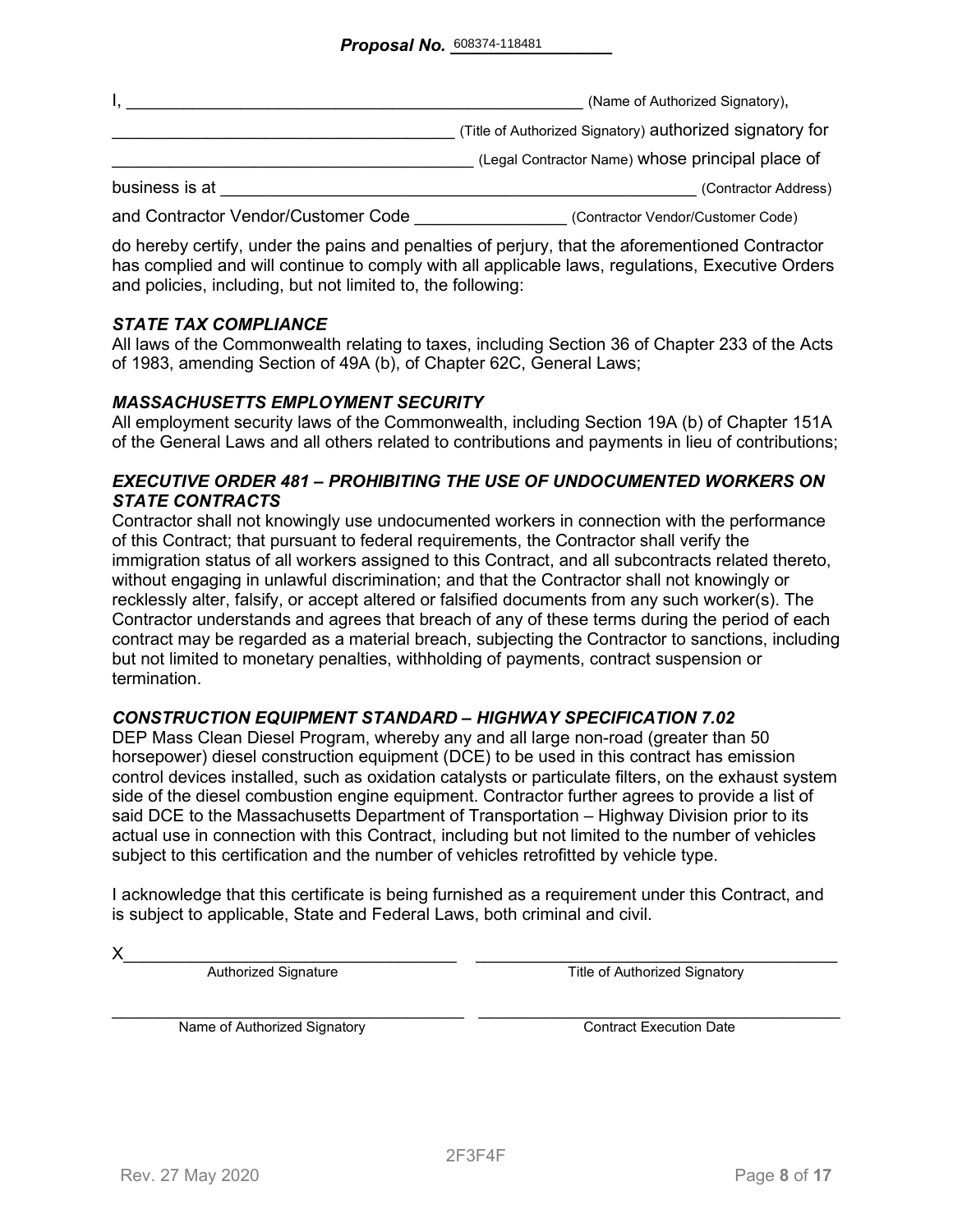**Proposal No.** 608374-118481

I, ______________________________________________ (Name of Authorized Signatory),

__________________________________ (Title of Authorized Signatory) authorized signatory for

____________________________________ (Legal Contractor Name) whose principal place of

business is at ______________________________________________ (Contractor Address)

and Contractor Vendor/Customer Code _______________ (Contractor Vendor/Customer Code)

do hereby certify, under the pains and penalties of perjury, that the aforementioned Contractor has complied and will continue to comply with all applicable laws, regulations, Executive Orders and policies, including, but not limited to, the following:

***STATE TAX COMPLIANCE***

All laws of the Commonwealth relating to taxes, including Section 36 of Chapter 233 of the Acts of 1983, amending Section of 49A (b), of Chapter 62C, General Laws;

***MASSACHUSETTS EMPLOYMENT SECURITY***

All employment security laws of the Commonwealth, including Section 19A (b) of Chapter 151A of the General Laws and all others related to contributions and payments in lieu of contributions;

***EXECUTIVE ORDER 481 – PROHIBITING THE USE OF UNDOCUMENTED WORKERS ON STATE CONTRACTS***

Contractor shall not knowingly use undocumented workers in connection with the performance of this Contract; that pursuant to federal requirements, the Contractor shall verify the immigration status of all workers assigned to this Contract, and all subcontracts related thereto, without engaging in unlawful discrimination; and that the Contractor shall not knowingly or recklessly alter, falsify, or accept altered or falsified documents from any such worker(s). The Contractor understands and agrees that breach of any of these terms during the period of each contract may be regarded as a material breach, subjecting the Contractor to sanctions, including but not limited to monetary penalties, withholding of payments, contract suspension or termination.

***CONSTRUCTION EQUIPMENT STANDARD – HIGHWAY SPECIFICATION 7.02***

DEP Mass Clean Diesel Program, whereby any and all large non-road (greater than 50 horsepower) diesel construction equipment (DCE) to be used in this contract has emission control devices installed, such as oxidation catalysts or particulate filters, on the exhaust system side of the diesel combustion engine equipment. Contractor further agrees to provide a list of said DCE to the Massachusetts Department of Transportation – Highway Division prior to its actual use in connection with this Contract, including but not limited to the number of vehicles subject to this certification and the number of vehicles retrofitted by vehicle type.

I acknowledge that this certificate is being furnished as a requirement under this Contract, and is subject to applicable, State and Federal Laws, both criminal and civil.

X_________________________________ _________________________________
Authorized Signature Title of Authorized Signatory

_________________________________ _________________________________
Name of Authorized Signatory Contract Execution Date

2F3F4F

Rev. 27 May 2020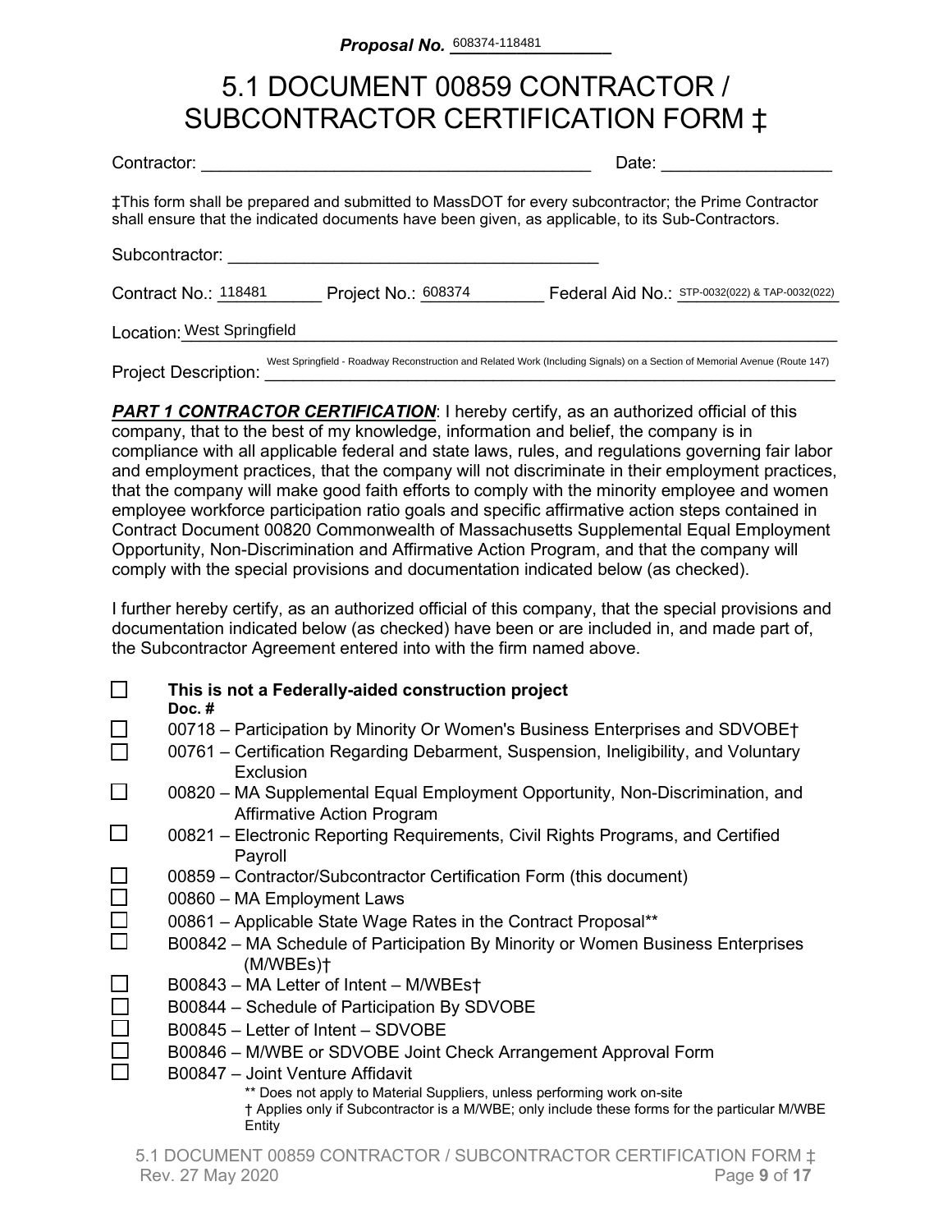**Proposal No.** 608374-118481

# 5.1 DOCUMENT 00859 CONTRACTOR / SUBCONTRACTOR CERTIFICATION FORM ‡

Contractor: ________________________________________ Date: _________________

‡This form shall be prepared and submitted to MassDOT for every subcontractor; the Prime Contractor shall ensure that the indicated documents have been given, as applicable, to its Sub-Contractors.

Subcontractor: ________________________________________

Contract No.: 118481 Project No.: 608374 Federal Aid No.: STP-0032(022) & TAP-0032(022)

Location: West Springfield

Project Description: West Springfield - Roadway Reconstruction and Related Work (Including Signals) on a Section of Memorial Avenue (Route 147)

***PART 1 CONTRACTOR CERTIFICATION***: I hereby certify, as an authorized official of this company, that to the best of my knowledge, information and belief, the company is in compliance with all applicable federal and state laws, rules, and regulations governing fair labor and employment practices, that the company will not discriminate in their employment practices, that the company will make good faith efforts to comply with the minority employee and women employee workforce participation ratio goals and specific affirmative action steps contained in Contract Document 00820 Commonwealth of Massachusetts Supplemental Equal Employment Opportunity, Non-Discrimination and Affirmative Action Program, and that the company will comply with the special provisions and documentation indicated below (as checked).

I further hereby certify, as an authorized official of this company, that the special provisions and documentation indicated below (as checked) have been or are included in, and made part of, the Subcontractor Agreement entered into with the firm named above.

- ☐ **This is not a Federally-aided construction project**

**Doc. #**

- ☐ 00718 – Participation by Minority Or Women's Business Enterprises and SDVOBE†
- ☐ 00761 – Certification Regarding Debarment, Suspension, Ineligibility, and Voluntary Exclusion
- ☐ 00820 – MA Supplemental Equal Employment Opportunity, Non-Discrimination, and Affirmative Action Program
- ☐ 00821 – Electronic Reporting Requirements, Civil Rights Programs, and Certified Payroll
- ☐ 00859 – Contractor/Subcontractor Certification Form (this document)
- ☐ 00860 – MA Employment Laws
- ☐ 00861 – Applicable State Wage Rates in the Contract Proposal**
- ☐ B00842 – MA Schedule of Participation By Minority or Women Business Enterprises (M/WBEs)†
- ☐ B00843 – MA Letter of Intent – M/WBEs†
- ☐ B00844 – Schedule of Participation By SDVOBE
- ☐ B00845 – Letter of Intent – SDVOBE
- ☐ B00846 – M/WBE or SDVOBE Joint Check Arrangement Approval Form
- ☐ B00847 – Joint Venture Affidavit

** Does not apply to Material Suppliers, unless performing work on-site

† Applies only if Subcontractor is a M/WBE; only include these forms for the particular M/WBE Entity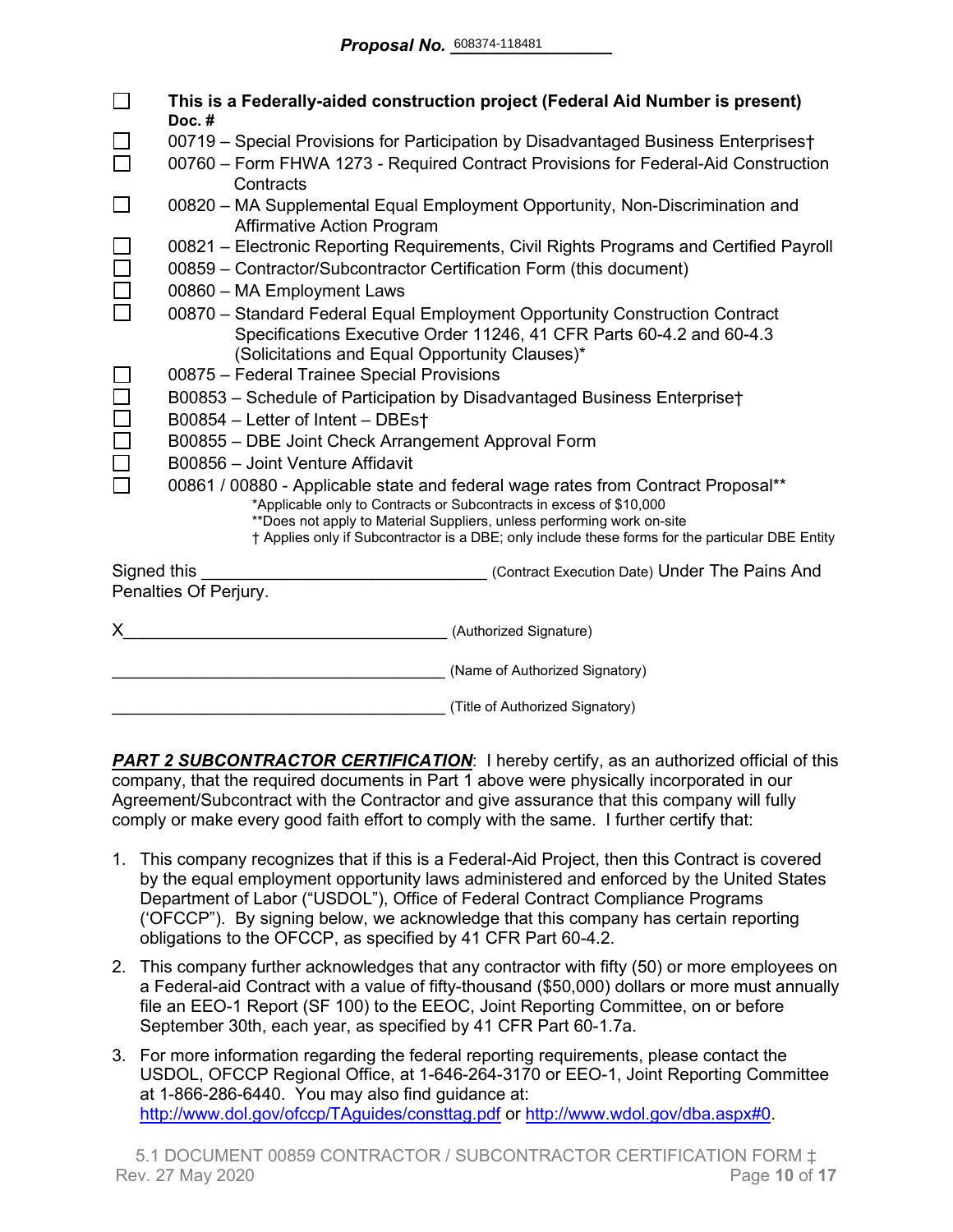**Proposal No.** 608374-118481

- ☐ **This is a Federally-aided construction project (Federal Aid Number is present)**

**Doc. #**

- ☐ 00719 – Special Provisions for Participation by Disadvantaged Business Enterprises†
- ☐ 00760 – Form FHWA 1273 - Required Contract Provisions for Federal-Aid Construction Contracts
- ☐ 00820 – MA Supplemental Equal Employment Opportunity, Non-Discrimination and Affirmative Action Program
- ☐ 00821 – Electronic Reporting Requirements, Civil Rights Programs and Certified Payroll
- ☐ 00859 – Contractor/Subcontractor Certification Form (this document)
- ☐ 00860 – MA Employment Laws
- ☐ 00870 – Standard Federal Equal Employment Opportunity Construction Contract Specifications Executive Order 11246, 41 CFR Parts 60-4.2 and 60-4.3 (Solicitations and Equal Opportunity Clauses)*
- ☐ 00875 – Federal Trainee Special Provisions
- ☐ B00853 – Schedule of Participation by Disadvantaged Business Enterprise†
- ☐ B00854 – Letter of Intent – DBEs†
- ☐ B00855 – DBE Joint Check Arrangement Approval Form
- ☐ B00856 – Joint Venture Affidavit
- ☐ 00861 / 00880 - Applicable state and federal wage rates from Contract Proposal**

*Applicable only to Contracts or Subcontracts in excess of $10,000
**Does not apply to Material Suppliers, unless performing work on-site
† Applies only if Subcontractor is a DBE; only include these forms for the particular DBE Entity

Signed this ______________________________ (Contract Execution Date) Under The Pains And Penalties Of Perjury.

X__________________________________ (Authorized Signature)

__________________________________ (Name of Authorized Signatory)

__________________________________ (Title of Authorized Signatory)

***PART 2 SUBCONTRACTOR CERTIFICATION***: I hereby certify, as an authorized official of this company, that the required documents in Part 1 above were physically incorporated in our Agreement/Subcontract with the Contractor and give assurance that this company will fully comply or make every good faith effort to comply with the same. I further certify that:

1. This company recognizes that if this is a Federal-Aid Project, then this Contract is covered by the equal employment opportunity laws administered and enforced by the United States Department of Labor ("USDOL"), Office of Federal Contract Compliance Programs ('OFCCP"). By signing below, we acknowledge that this company has certain reporting obligations to the OFCCP, as specified by 41 CFR Part 60-4.2.
2. This company further acknowledges that any contractor with fifty (50) or more employees on a Federal-aid Contract with a value of fifty-thousand ($50,000) dollars or more must annually file an EEO-1 Report (SF 100) to the EEOC, Joint Reporting Committee, on or before September 30th, each year, as specified by 41 CFR Part 60-1.7a.
3. For more information regarding the federal reporting requirements, please contact the USDOL, OFCCP Regional Office, at 1-646-264-3170 or EEO-1, Joint Reporting Committee at 1-866-286-6440. You may also find guidance at: http://www.dol.gov/ofccp/TAguides/consttag.pdf or http://www.wdol.gov/dba.aspx#0.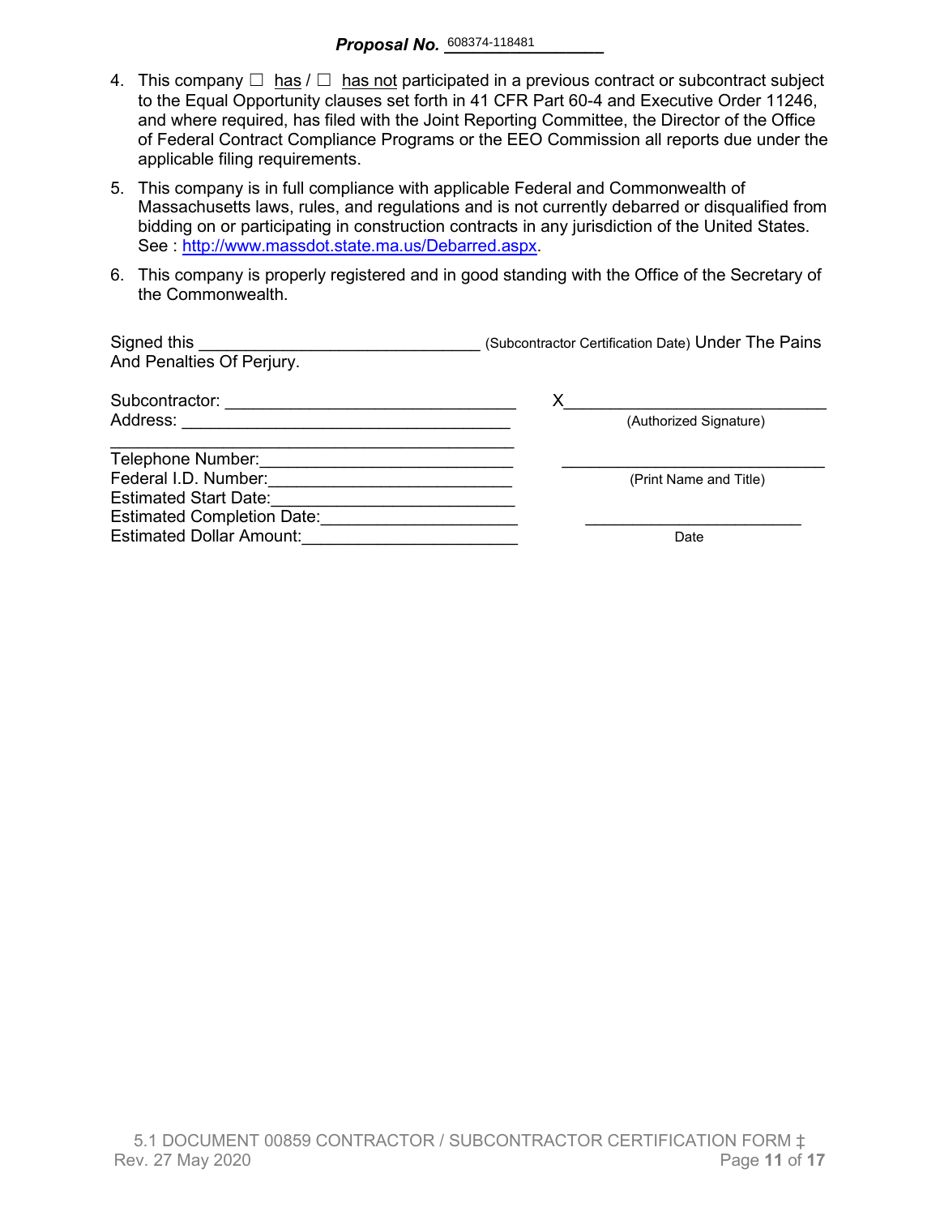**Proposal No.** 608374-118481

4. This company ☐ has / ☐ has not participated in a previous contract or subcontract subject to the Equal Opportunity clauses set forth in 41 CFR Part 60-4 and Executive Order 11246, and where required, has filed with the Joint Reporting Committee, the Director of the Office of Federal Contract Compliance Programs or the EEO Commission all reports due under the applicable filing requirements.

5. This company is in full compliance with applicable Federal and Commonwealth of Massachusetts laws, rules, and regulations and is not currently debarred or disqualified from bidding on or participating in construction contracts in any jurisdiction of the United States. See : http://www.massdot.state.ma.us/Debarred.aspx.

6. This company is properly registered and in good standing with the Office of the Secretary of the Commonwealth.

Signed this ______________________________ (Subcontractor Certification Date) Under The Pains And Penalties Of Perjury.

Subcontractor: _______________________________

Address: ___________________________________

___________________________________________

Telephone Number:___________________________

Federal I.D. Number:__________________________

Estimated Start Date:_________________________

Estimated Completion Date:____________________

Estimated Dollar Amount:______________________

X____________________________

(Authorized Signature)

_____________________________

(Print Name and Title)

_______________________

Date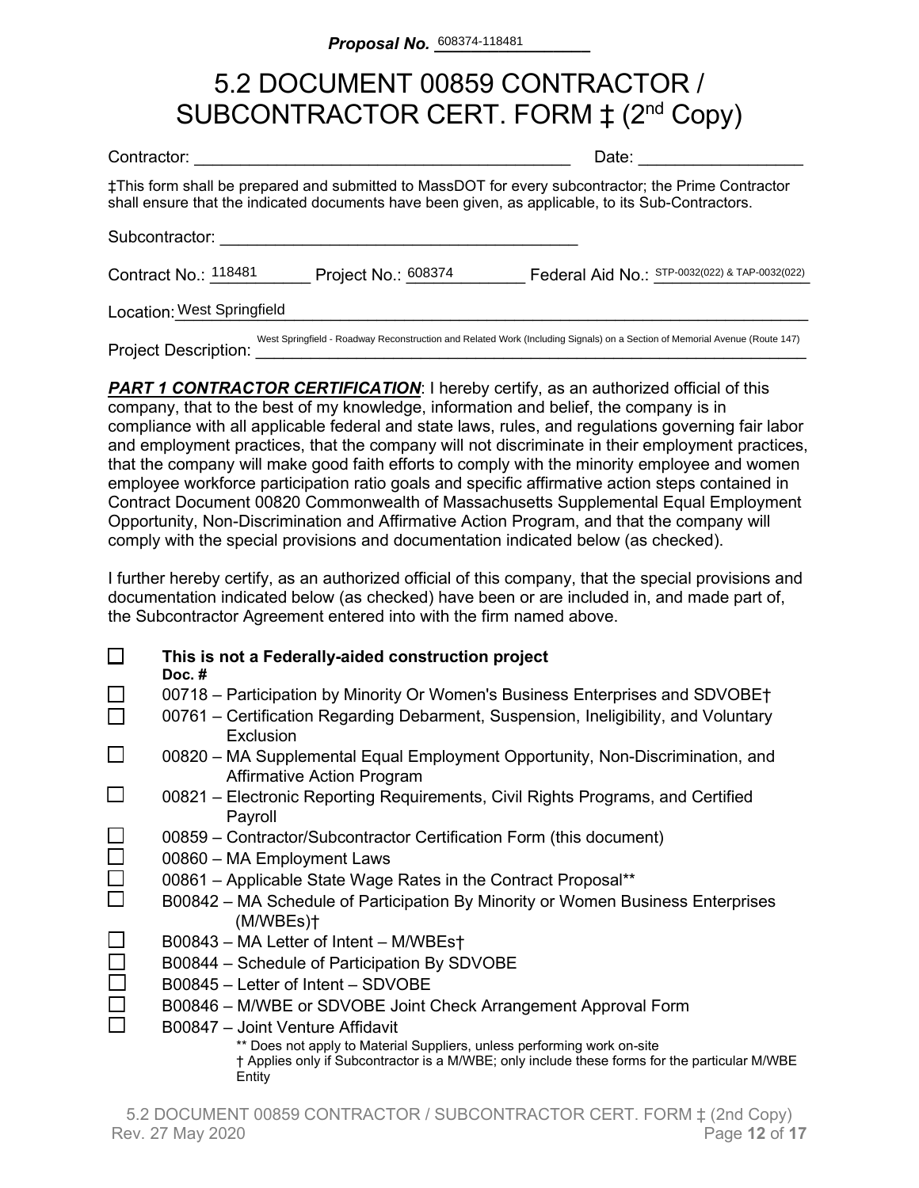**Proposal No.** 608374-118481

# 5.2 DOCUMENT 00859 CONTRACTOR / SUBCONTRACTOR CERT. FORM ‡ (2nd Copy)

Contractor: ________________________________________ Date: __________________

‡This form shall be prepared and submitted to MassDOT for every subcontractor; the Prime Contractor shall ensure that the indicated documents have been given, as applicable, to its Sub-Contractors.

Subcontractor: ________________________________________

Contract No.: 118481 Project No.: 608374 Federal Aid No.: STP-0032(022) & TAP-0032(022)

Location: West Springfield

Project Description: West Springfield - Roadway Reconstruction and Related Work (Including Signals) on a Section of Memorial Avenue (Route 147)

***PART 1 CONTRACTOR CERTIFICATION***: I hereby certify, as an authorized official of this company, that to the best of my knowledge, information and belief, the company is in compliance with all applicable federal and state laws, rules, and regulations governing fair labor and employment practices, that the company will not discriminate in their employment practices, that the company will make good faith efforts to comply with the minority employee and women employee workforce participation ratio goals and specific affirmative action steps contained in Contract Document 00820 Commonwealth of Massachusetts Supplemental Equal Employment Opportunity, Non-Discrimination and Affirmative Action Program, and that the company will comply with the special provisions and documentation indicated below (as checked).

I further hereby certify, as an authorized official of this company, that the special provisions and documentation indicated below (as checked) have been or are included in, and made part of, the Subcontractor Agreement entered into with the firm named above.

- ☐ **This is not a Federally-aided construction project**

**Doc. #**

- ☐ 00718 – Participation by Minority Or Women's Business Enterprises and SDVOBE†
- ☐ 00761 – Certification Regarding Debarment, Suspension, Ineligibility, and Voluntary Exclusion
- ☐ 00820 – MA Supplemental Equal Employment Opportunity, Non-Discrimination, and Affirmative Action Program
- ☐ 00821 – Electronic Reporting Requirements, Civil Rights Programs, and Certified Payroll
- ☐ 00859 – Contractor/Subcontractor Certification Form (this document)
- ☐ 00860 – MA Employment Laws
- ☐ 00861 – Applicable State Wage Rates in the Contract Proposal**
- ☐ B00842 – MA Schedule of Participation By Minority or Women Business Enterprises (M/WBEs)†
- ☐ B00843 – MA Letter of Intent – M/WBEs†
- ☐ B00844 – Schedule of Participation By SDVOBE
- ☐ B00845 – Letter of Intent – SDVOBE
- ☐ B00846 – M/WBE or SDVOBE Joint Check Arrangement Approval Form
- ☐ B00847 – Joint Venture Affidavit

** Does not apply to Material Suppliers, unless performing work on-site
† Applies only if Subcontractor is a M/WBE; only include these forms for the particular M/WBE Entity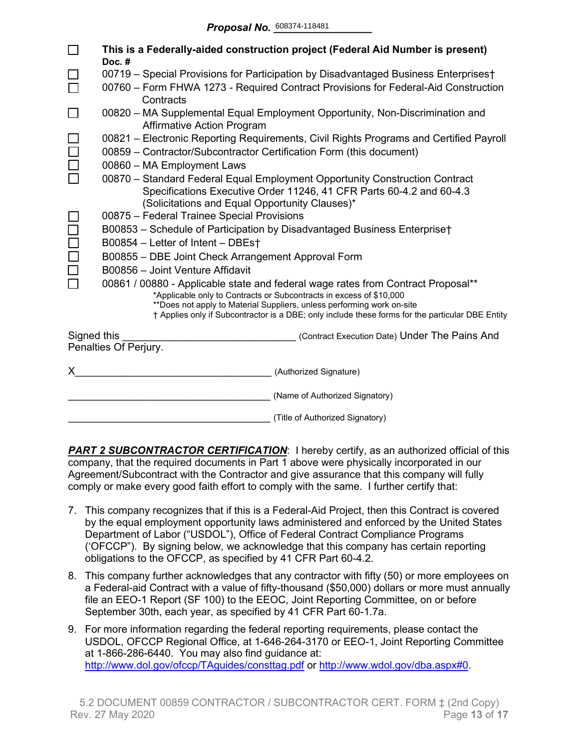**Proposal No.** 608374-118481

- ☐ **This is a Federally-aided construction project (Federal Aid Number is present)**
  **Doc. #**
- ☐ 00719 – Special Provisions for Participation by Disadvantaged Business Enterprises†
- ☐ 00760 – Form FHWA 1273 - Required Contract Provisions for Federal-Aid Construction Contracts
- ☐ 00820 – MA Supplemental Equal Employment Opportunity, Non-Discrimination and Affirmative Action Program
- ☐ 00821 – Electronic Reporting Requirements, Civil Rights Programs and Certified Payroll
- ☐ 00859 – Contractor/Subcontractor Certification Form (this document)
- ☐ 00860 – MA Employment Laws
- ☐ 00870 – Standard Federal Equal Employment Opportunity Construction Contract Specifications Executive Order 11246, 41 CFR Parts 60-4.2 and 60-4.3 (Solicitations and Equal Opportunity Clauses)*
- ☐ 00875 – Federal Trainee Special Provisions
- ☐ B00853 – Schedule of Participation by Disadvantaged Business Enterprise†
- ☐ B00854 – Letter of Intent – DBEs†
- ☐ B00855 – DBE Joint Check Arrangement Approval Form
- ☐ B00856 – Joint Venture Affidavit
- ☐ 00861 / 00880 - Applicable state and federal wage rates from Contract Proposal**

*Applicable only to Contracts or Subcontracts in excess of $10,000
**Does not apply to Material Suppliers, unless performing work on-site
† Applies only if Subcontractor is a DBE; only include these forms for the particular DBE Entity

Signed this ______________________________ (Contract Execution Date) Under The Pains And Penalties Of Perjury.

X___________________________________ (Authorized Signature)

____________________________________ (Name of Authorized Signatory)

____________________________________ (Title of Authorized Signatory)

***PART 2 SUBCONTRACTOR CERTIFICATION***: I hereby certify, as an authorized official of this company, that the required documents in Part 1 above were physically incorporated in our Agreement/Subcontract with the Contractor and give assurance that this company will fully comply or make every good faith effort to comply with the same. I further certify that:

7. This company recognizes that if this is a Federal-Aid Project, then this Contract is covered by the equal employment opportunity laws administered and enforced by the United States Department of Labor ("USDOL"), Office of Federal Contract Compliance Programs ('OFCCP"). By signing below, we acknowledge that this company has certain reporting obligations to the OFCCP, as specified by 41 CFR Part 60-4.2.
8. This company further acknowledges that any contractor with fifty (50) or more employees on a Federal-aid Contract with a value of fifty-thousand ($50,000) dollars or more must annually file an EEO-1 Report (SF 100) to the EEOC, Joint Reporting Committee, on or before September 30th, each year, as specified by 41 CFR Part 60-1.7a.
9. For more information regarding the federal reporting requirements, please contact the USDOL, OFCCP Regional Office, at 1-646-264-3170 or EEO-1, Joint Reporting Committee at 1-866-286-6440. You may also find guidance at: http://www.dol.gov/ofccp/TAguides/consttag.pdf or http://www.wdol.gov/dba.aspx#0.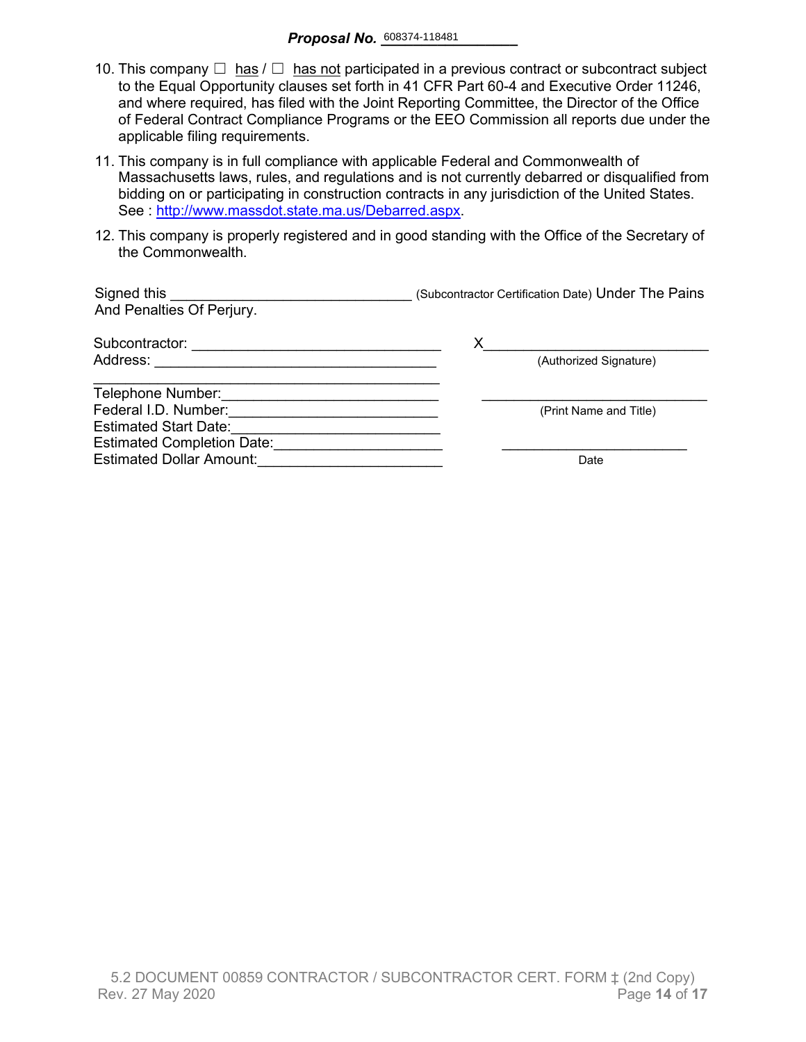**Proposal No.** 608374-118481

10. This company ☐ has / ☐ has not participated in a previous contract or subcontract subject to the Equal Opportunity clauses set forth in 41 CFR Part 60-4 and Executive Order 11246, and where required, has filed with the Joint Reporting Committee, the Director of the Office of Federal Contract Compliance Programs or the EEO Commission all reports due under the applicable filing requirements.
11. This company is in full compliance with applicable Federal and Commonwealth of Massachusetts laws, rules, and regulations and is not currently debarred or disqualified from bidding on or participating in construction contracts in any jurisdiction of the United States. See : [http://www.massdot.state.ma.us/Debarred.aspx](http://www.massdot.state.ma.us/Debarred.aspx).
12. This company is properly registered and in good standing with the Office of the Secretary of the Commonwealth.

Signed this ______________________________ (Subcontractor Certification Date) Under The Pains And Penalties Of Perjury.

Subcontractor: ______________________________

Address: ______________________________

______________________________

Telephone Number: ______________________________

Federal I.D. Number: ______________________________

Estimated Start Date: ______________________________

Estimated Completion Date: ______________________________

Estimated Dollar Amount: ______________________________

X______________________________
(Authorized Signature)

______________________________
(Print Name and Title)

______________________________
Date

5.2 DOCUMENT 00859 CONTRACTOR / SUBCONTRACTOR CERT. FORM ‡ (2nd Copy)
Rev. 27 May 2020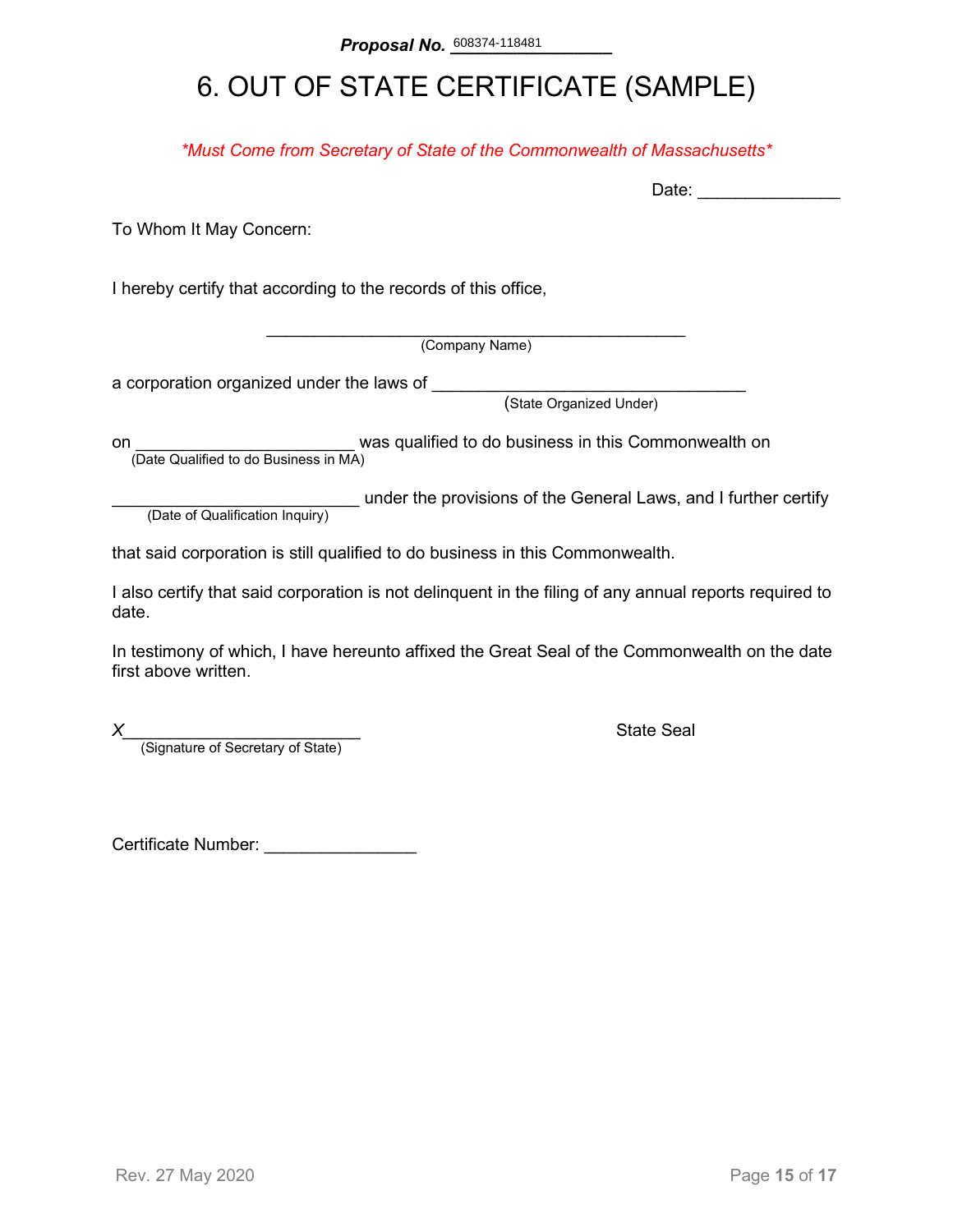**Proposal No.** 608374-118481

# 6. OUT OF STATE CERTIFICATE (SAMPLE)

*\*Must Come from Secretary of State of the Commonwealth of Massachusetts\**

Date: _______________

To Whom It May Concern:

I hereby certify that according to the records of this office,

_____________________________________________
(Company Name)

a corporation organized under the laws of _________________________________
(State Organized Under)

on _______________________ was qualified to do business in this Commonwealth on
(Date Qualified to do Business in MA)

__________________________ under the provisions of the General Laws, and I further certify
(Date of Qualification Inquiry)

that said corporation is still qualified to do business in this Commonwealth.

I also certify that said corporation is not delinquent in the filing of any annual reports required to date.

In testimony of which, I have hereunto affixed the Great Seal of the Commonwealth on the date first above written.

*X*_________________________
(Signature of Secretary of State)

State Seal

Certificate Number: ________________

Rev. 27 May 2020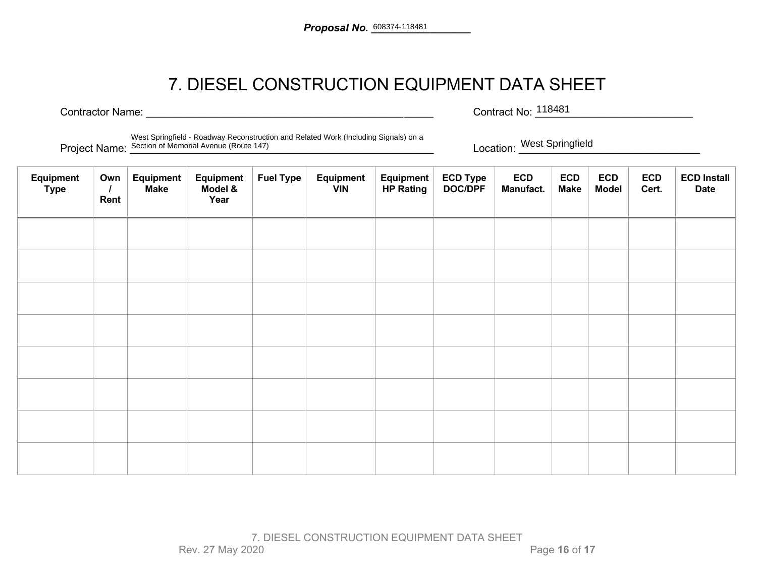**Proposal No.** 608374-118481

# 7. DIESEL CONSTRUCTION EQUIPMENT DATA SHEET

Contractor Name: ____________________________________________ Contract No: 118481

Project Name: West Springfield - Roadway Reconstruction and Related Work (Including Signals) on a Section of Memorial Avenue (Route 147) Location: West Springfield

| Equipment Type | Own / Rent | Equipment Make | Equipment Model & Year | Fuel Type | Equipment VIN | Equipment HP Rating | ECD Type DOC/DPF | ECD Manufact. | ECD Make | ECD Model | ECD Cert. | ECD Install Date |
|---|---|---|---|---|---|---|---|---|---|---|---|---|
| | | | | | | | | | | | | |
| | | | | | | | | | | | | |
| | | | | | | | | | | | | |
| | | | | | | | | | | | | |
| | | | | | | | | | | | | |
| | | | | | | | | | | | | |
| | | | | | | | | | | | | |
| | | | | | | | | | | | | |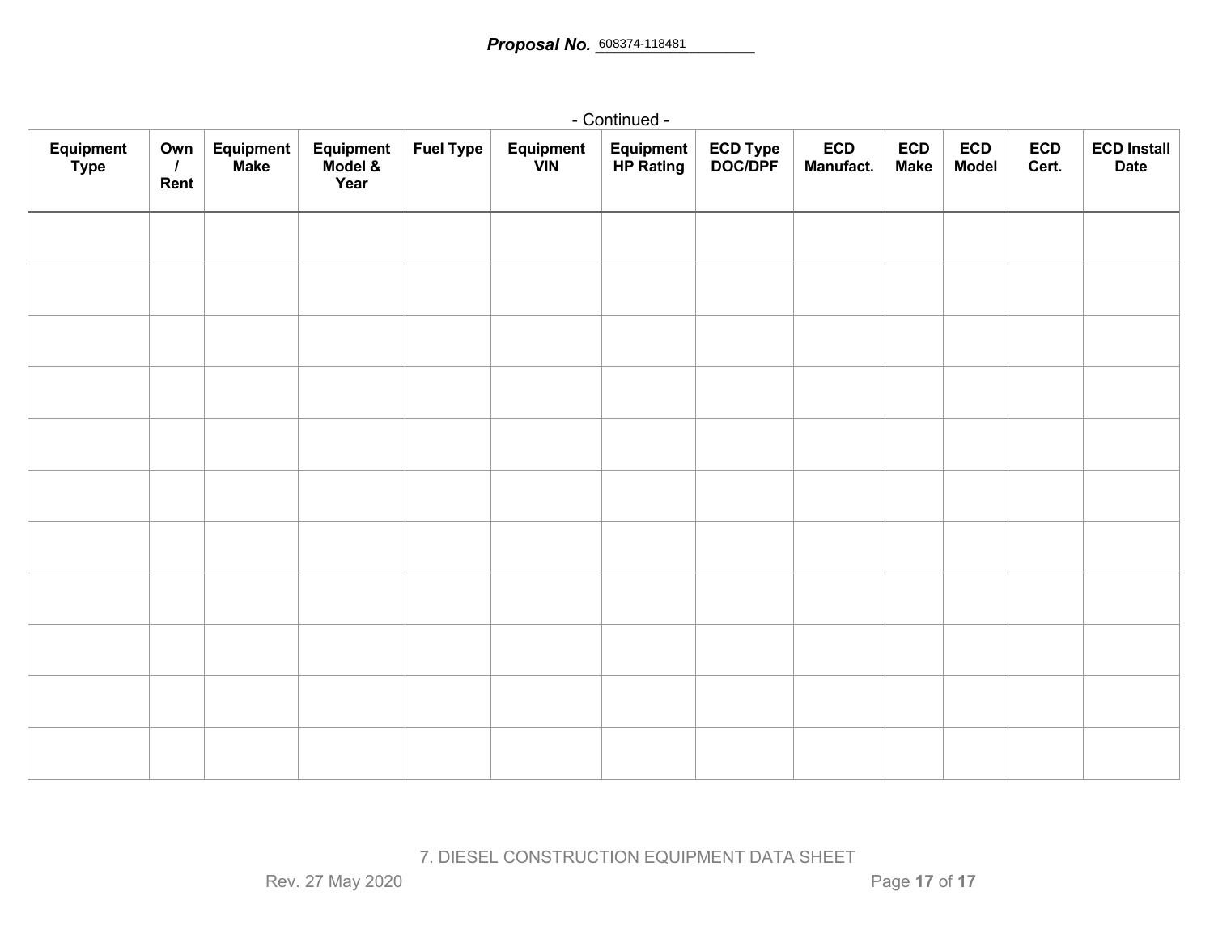***Proposal No.*** 608374-118481

- Continued -

| Equipment Type | Own / Rent | Equipment Make | Equipment Model & Year | Fuel Type | Equipment VIN | Equipment HP Rating | ECD Type DOC/DPF | ECD Manufact. | ECD Make | ECD Model | ECD Cert. | ECD Install Date |
|---|---|---|---|---|---|---|---|---|---|---|---|---|
| | | | | | | | | | | | | |
| | | | | | | | | | | | | |
| | | | | | | | | | | | | |
| | | | | | | | | | | | | |
| | | | | | | | | | | | | |
| | | | | | | | | | | | | |
| | | | | | | | | | | | | |
| | | | | | | | | | | | | |
| | | | | | | | | | | | | |
| | | | | | | | | | | | | |
| | | | | | | | | | | | | |

7. DIESEL CONSTRUCTION EQUIPMENT DATA SHEET

Rev. 27 May 2020